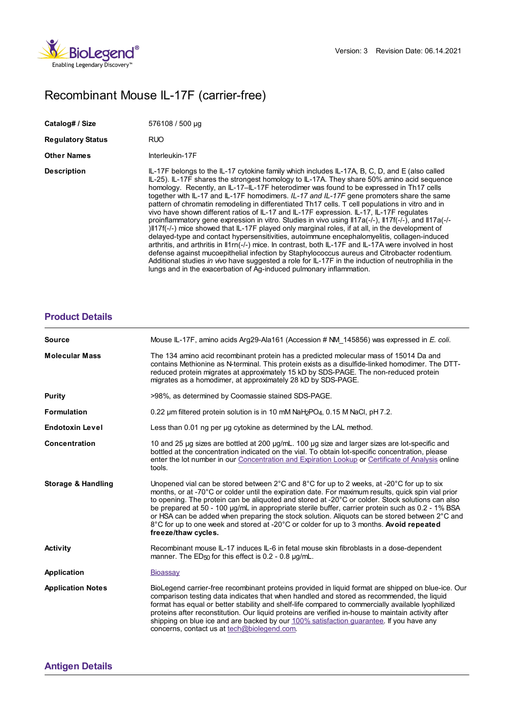Version: 3 Revision Date: 06.14.2021

# Recombinant Mouse IL-17F (carrier-free)

| | |
|---|---|
| **Catalog# / Size** | 576108 / 500 µg |
| **Regulatory Status** | RUO |
| **Other Names** | Interleukin-17F |
| **Description** | IL-17F belongs to the IL-17 cytokine family which includes IL-17A, B, C, D, and E (also called IL-25). IL-17F shares the strongest homology to IL-17A. They share 50% amino acid sequence homology. Recently, an IL-17–IL-17F heterodimer was found to be expressed in Th17 cells together with IL-17 and IL-17F homodimers. *IL-17 and IL-17F* gene promoters share the same pattern of chromatin remodeling in differentiated Th17 cells. T cell populations in vitro and in vivo have shown different ratios of IL-17 and IL-17F expression. IL-17, IL-17F regulates proinflammatory gene expression in vitro. Studies in vivo using Il17a(-/-), Il17f(-/-), and Il17a(-/-)Il17f(-/-) mice showed that IL-17F played only marginal roles, if at all, in the development of delayed-type and contact hypersensitivities, autoimmune encephalomyelitis, collagen-induced arthritis, and arthritis in Il1rn(-/-) mice. In contrast, both IL-17F and IL-17A were involved in host defense against mucoepithelial infection by Staphylococcus aureus and Citrobacter rodentium. Additional studies *in vivo* have suggested a role for IL-17F in the induction of neutrophilia in the lungs and in the exacerbation of Ag-induced pulmonary inflammation. |

## Product Details

| | |
|---|---|
| **Source** | Mouse IL-17F, amino acids Arg29-Ala161 (Accession # NM_145856) was expressed in *E. coli*. |
| **Molecular Mass** | The 134 amino acid recombinant protein has a predicted molecular mass of 15014 Da and contains Methionine as N-terminal. This protein exists as a disulfide-linked homodimer. The DTT-reduced protein migrates at approximately 15 kD by SDS-PAGE. The non-reduced protein migrates as a homodimer, at approximately 28 kD by SDS-PAGE. |
| **Purity** | >98%, as determined by Coomassie stained SDS-PAGE. |
| **Formulation** | 0.22 µm filtered protein solution is in 10 mM $NaH_2PO_4$, 0.15 M NaCl, pH 7.2. |
| **Endotoxin Level** | Less than 0.01 ng per µg cytokine as determined by the LAL method. |
| **Concentration** | 10 and 25 µg sizes are bottled at 200 µg/mL. 100 µg size and larger sizes are lot-specific and bottled at the concentration indicated on the vial. To obtain lot-specific concentration, please enter the lot number in our Concentration and Expiration Lookup or Certificate of Analysis online tools. |
| **Storage & Handling** | Unopened vial can be stored between 2°C and 8°C for up to 2 weeks, at -20°C for up to six months, or at -70°C or colder until the expiration date. For maximum results, quick spin vial prior to opening. The protein can be aliquoted and stored at -20°C or colder. Stock solutions can also be prepared at 50 - 100 µg/mL in appropriate sterile buffer, carrier protein such as 0.2 - 1% BSA or HSA can be added when preparing the stock solution. Aliquots can be stored between 2°C and 8°C for up to one week and stored at -20°C or colder for up to 3 months. **Avoid repeated freeze/thaw cycles.** |
| **Activity** | Recombinant mouse IL-17 induces IL-6 in fetal mouse skin fibroblasts in a dose-dependent manner. The $ED_{50}$ for this effect is 0.2 - 0.8 µg/mL. |
| **Application** | Bioassay |
| **Application Notes** | BioLegend carrier-free recombinant proteins provided in liquid format are shipped on blue-ice. Our comparison testing data indicates that when handled and stored as recommended, the liquid format has equal or better stability and shelf-life compared to commercially available lyophilized proteins after reconstitution. Our liquid proteins are verified in-house to maintain activity after shipping on blue ice and are backed by our 100% satisfaction guarantee. If you have any concerns, contact us at tech@biolegend.com. |

## Antigen Details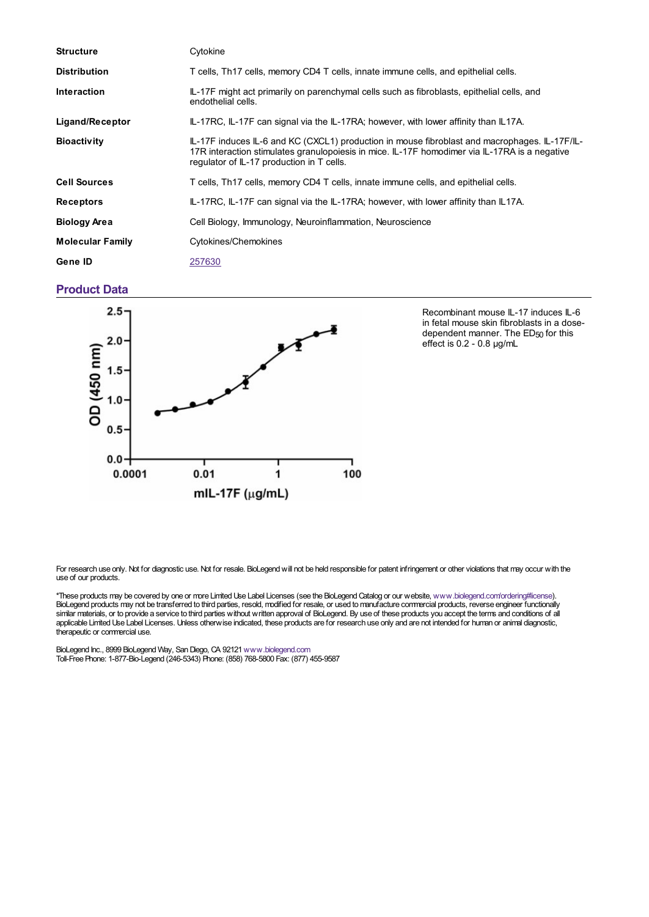| | |
|---|---|
| **Structure** | Cytokine |
| **Distribution** | T cells, Th17 cells, memory CD4 T cells, innate immune cells, and epithelial cells. |
| **Interaction** | IL-17F might act primarily on parenchymal cells such as fibroblasts, epithelial cells, and endothelial cells. |
| **Ligand/Receptor** | IL-17RC, IL-17F can signal via the IL-17RA; however, with lower affinity than IL17A. |
| **Bioactivity** | IL-17F induces IL-6 and KC (CXCL1) production in mouse fibroblast and macrophages. IL-17F/IL-17R interaction stimulates granulopoiesis in mice. IL-17F homodimer via IL-17RA is a negative regulator of IL-17 production in T cells. |
| **Cell Sources** | T cells, Th17 cells, memory CD4 T cells, innate immune cells, and epithelial cells. |
| **Receptors** | IL-17RC, IL-17F can signal via the IL-17RA; however, with lower affinity than IL17A. |
| **Biology Area** | Cell Biology, Immunology, Neuroinflammation, Neuroscience |
| **Molecular Family** | Cytokines/Chemokines |
| **Gene ID** | 257630 |

## Product Data

OD (450 nm)
2.5
2.0
1.5
1.0
0.5
0.0
0.0001
0.01
1
100
mIL-17F (μg/mL)

Recombinant mouse IL-17 induces IL-6 in fetal mouse skin fibroblasts in a dose-dependent manner. The $ED_{50}$ for this effect is 0.2 - 0.8 μg/mL

For research use only. Not for diagnostic use. Not for resale. BioLegend will not be held responsible for patent infringement or other violations that may occur with the use of our products.

*These products may be covered by one or more Limited Use Label Licenses (see the BioLegend Catalog or our website, www.biolegend.com/ordering#license). BioLegend products may not be transferred to third parties, resold, modified for resale, or used to manufacture commercial products, reverse engineer functionally similar materials, or to provide a service to third parties without written approval of BioLegend. By use of these products you accept the terms and conditions of all applicable Limited Use Label Licenses. Unless otherwise indicated, these products are for research use only and are not intended for human or animal diagnostic, therapeutic or commercial use.

BioLegend Inc., 8999 BioLegend Way, San Diego, CA 92121 www.biolegend.com
Toll-Free Phone: 1-877-Bio-Legend (246-5343) Phone: (858) 768-5800 Fax: (877) 455-9587